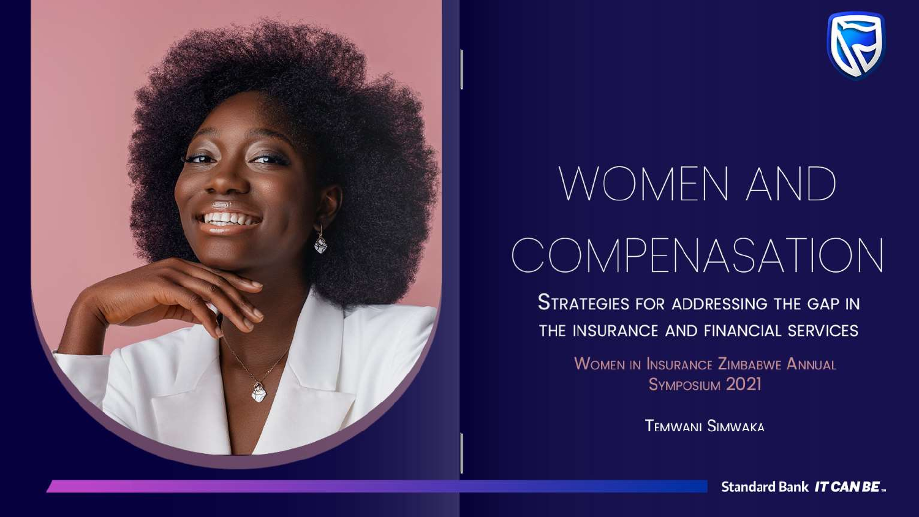# WOMEN AND COMPENASATION

## Strategies for addressing the gap in the insurance and financial services

Women in Insurance Zimbabwe Annual Symposium 2021

Temwani Simwaka

Standard Bank IT CAN BE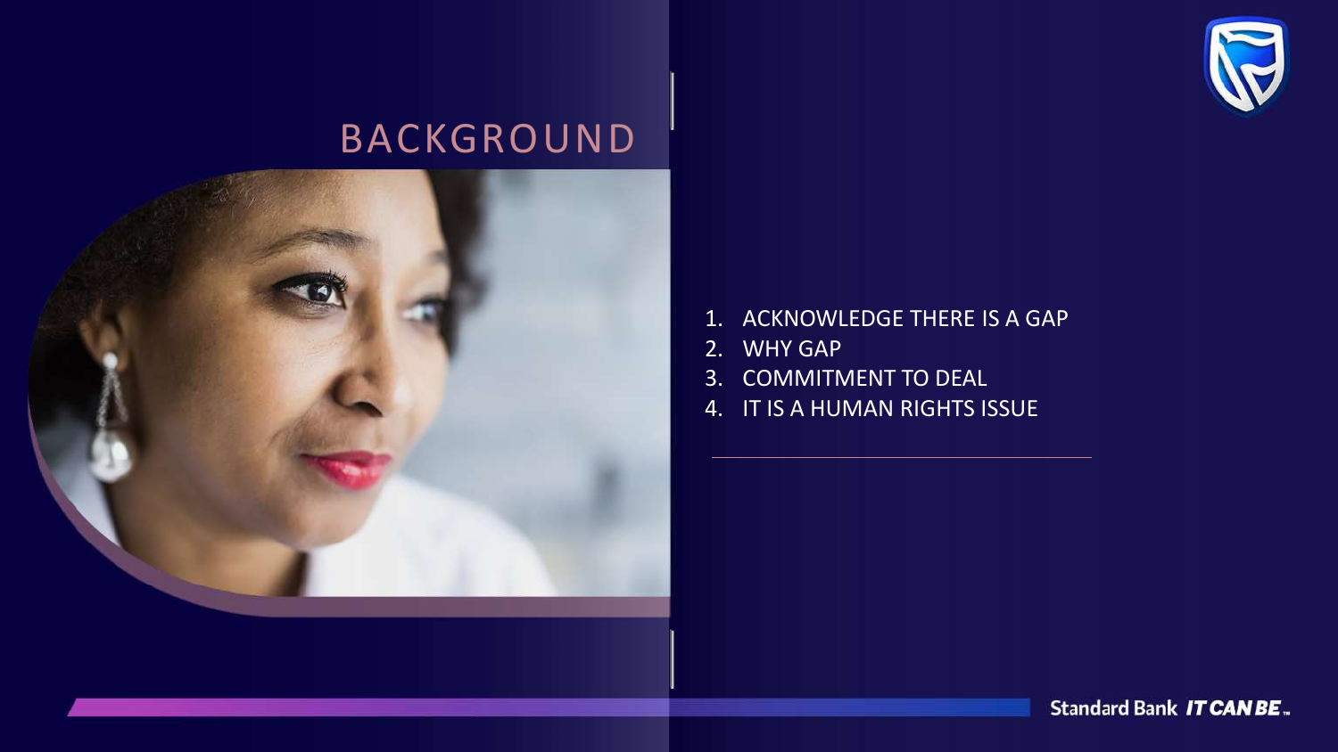# BACKGROUND

1. ACKNOWLEDGE THERE IS A GAP
2. WHY GAP
3. COMMITMENT TO DEAL
4. IT IS A HUMAN RIGHTS ISSUE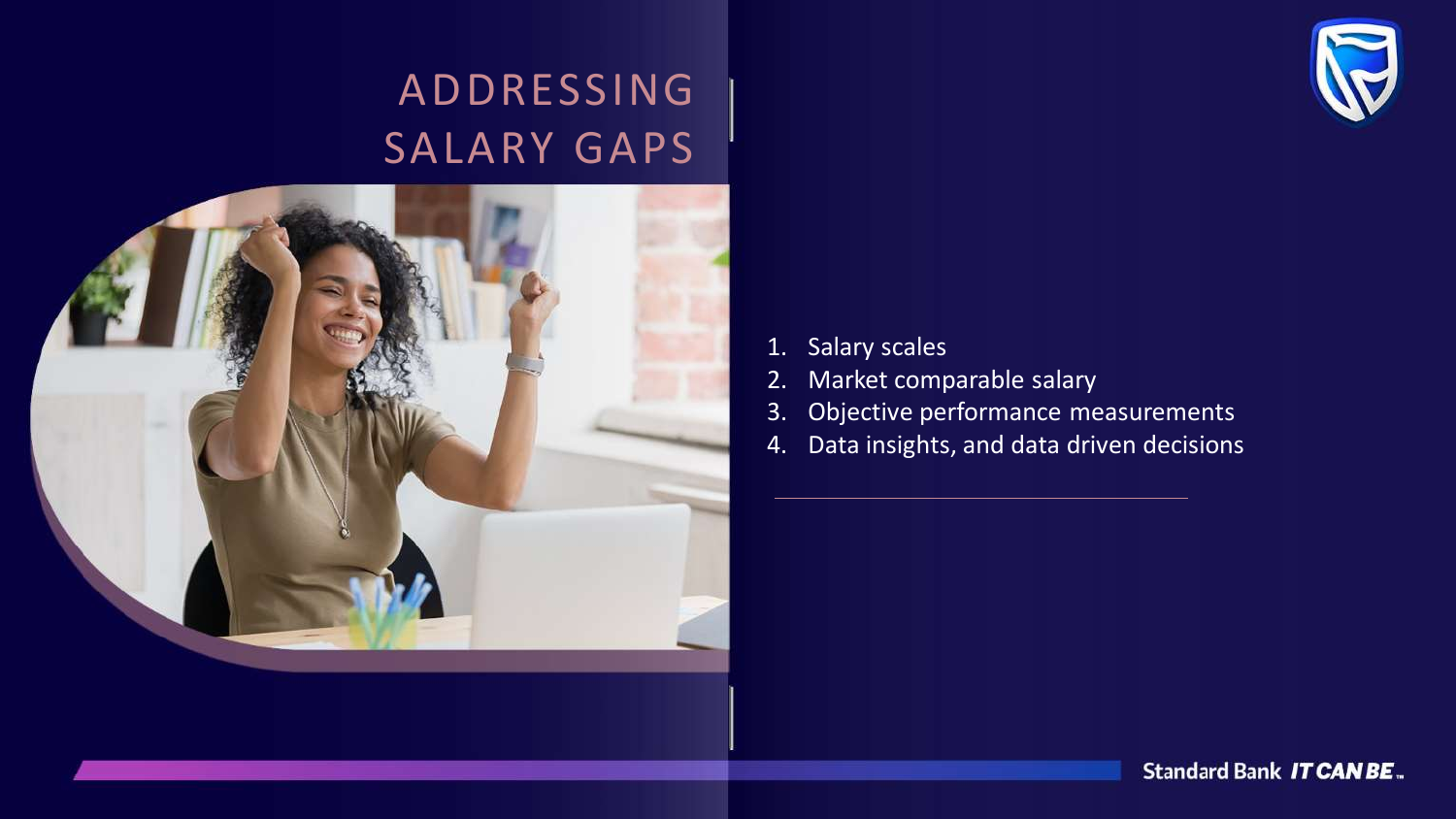# ADDRESSING SALARY GAPS

1. Salary scales
2. Market comparable salary
3. Objective performance measurements
4. Data insights, and data driven decisions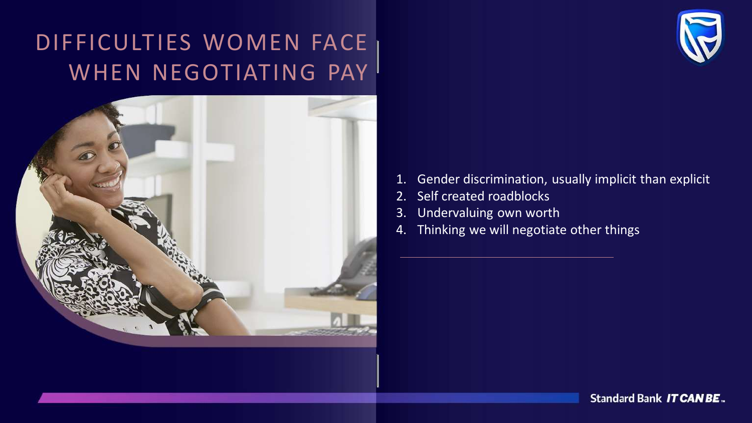# DIFFICULTIES WOMEN FACE WHEN NEGOTIATING PAY

1. Gender discrimination, usually implicit than explicit
2. Self created roadblocks
3. Undervaluing own worth
4. Thinking we will negotiate other things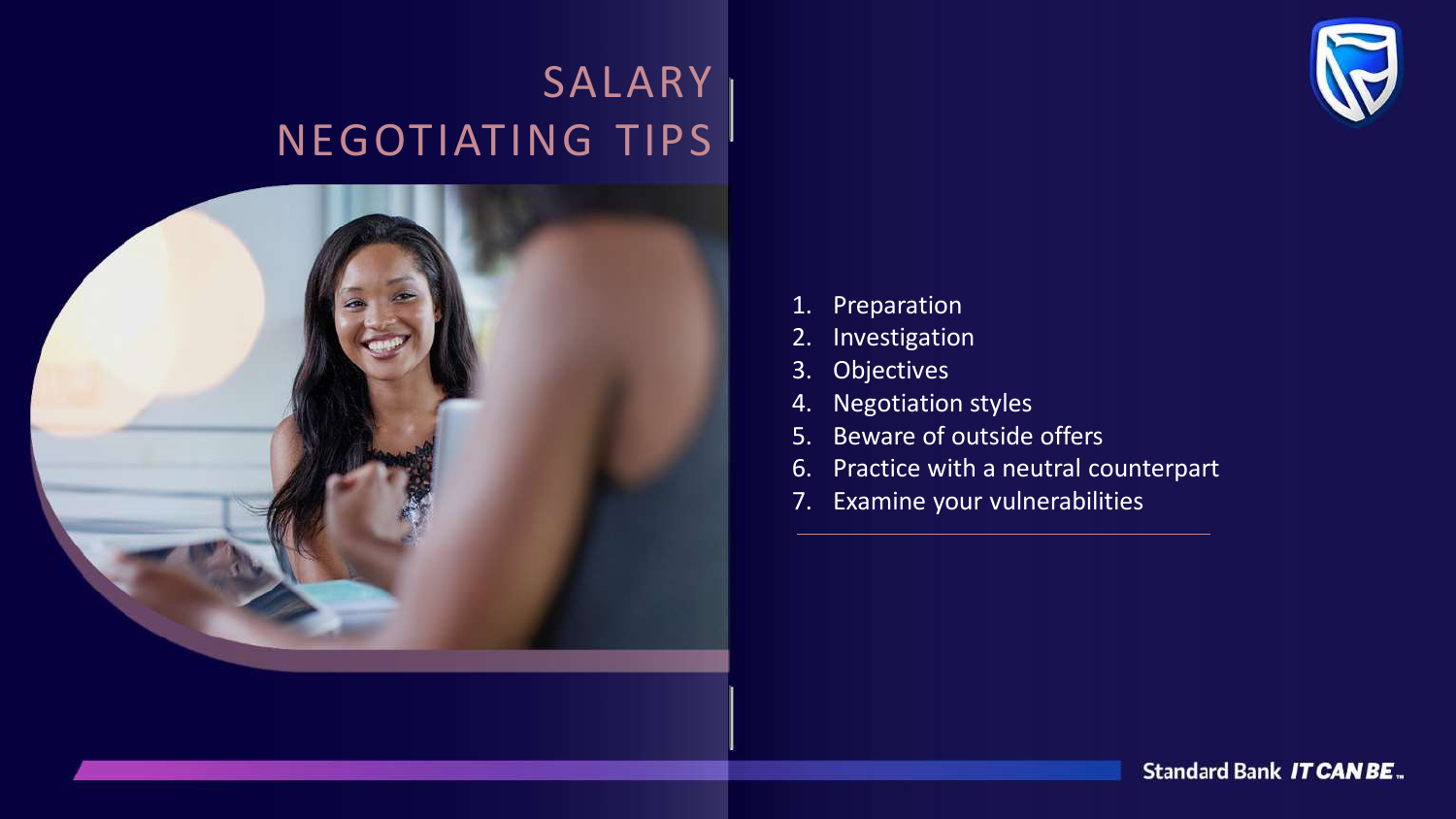# SALARY NEGOTIATING TIPS

1. Preparation
2. Investigation
3. Objectives
4. Negotiation styles
5. Beware of outside offers
6. Practice with a neutral counterpart
7. Examine your vulnerabilities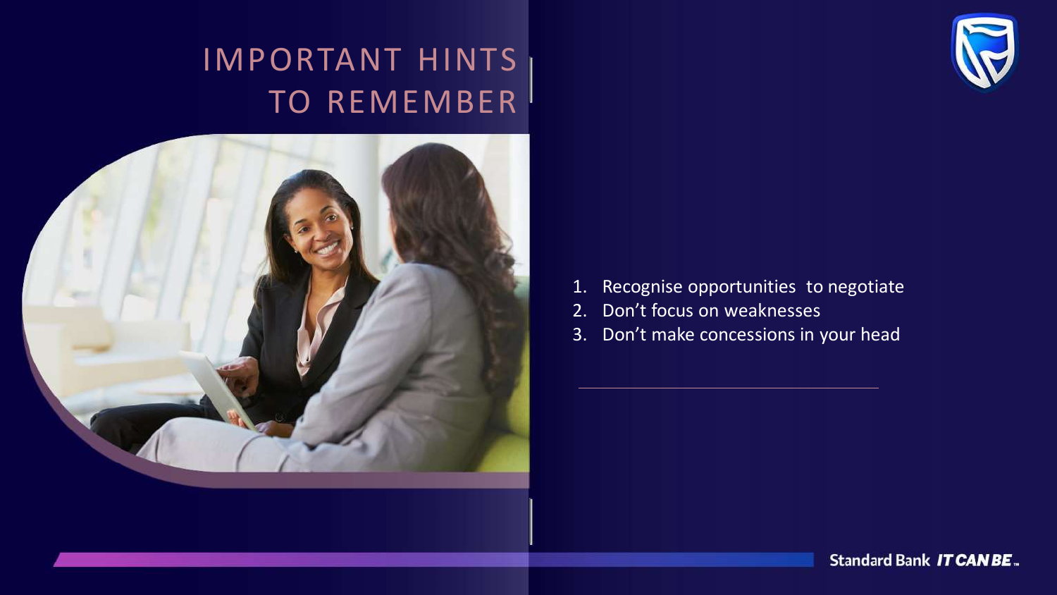# IMPORTANT HINTS TO REMEMBER

1. Recognise opportunities to negotiate
2. Don't focus on weaknesses
3. Don't make concessions in your head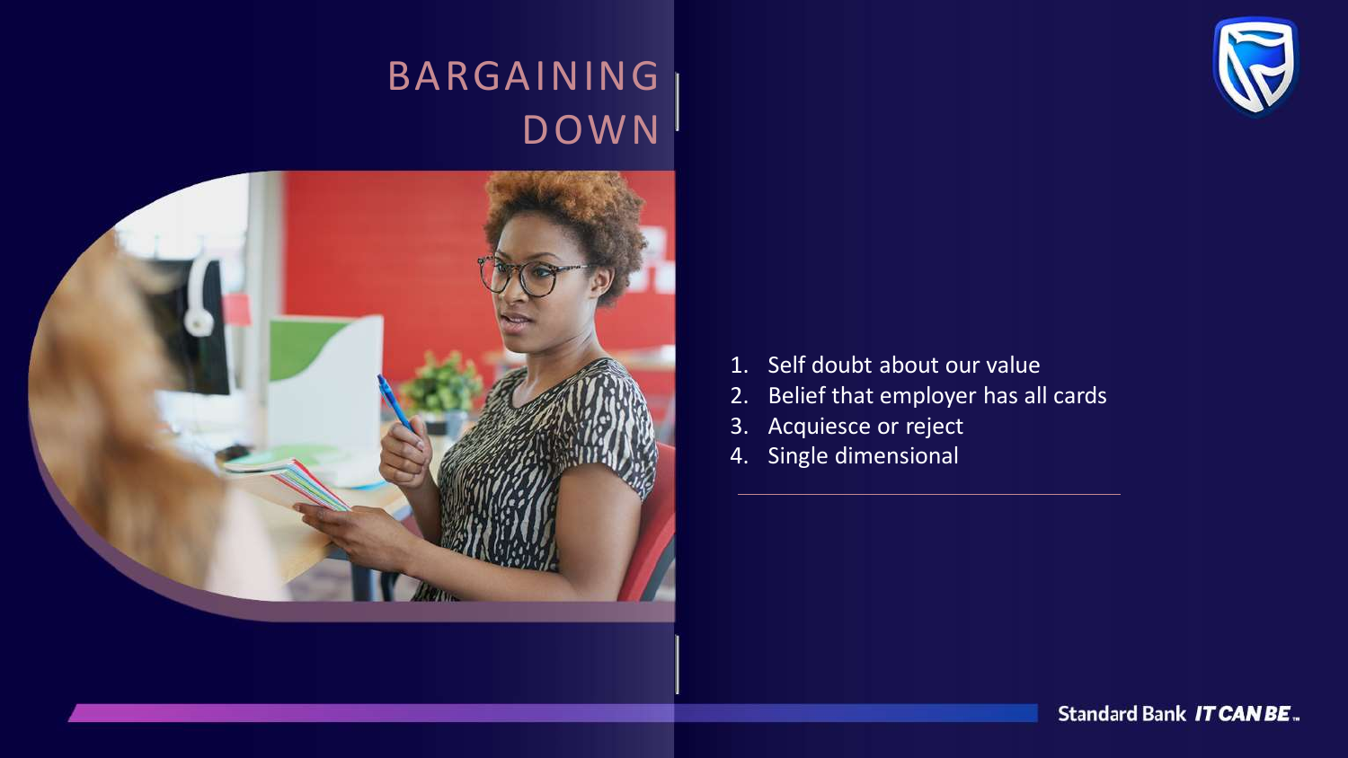# BARGAINING DOWN

1. Self doubt about our value
2. Belief that employer has all cards
3. Acquiesce or reject
4. Single dimensional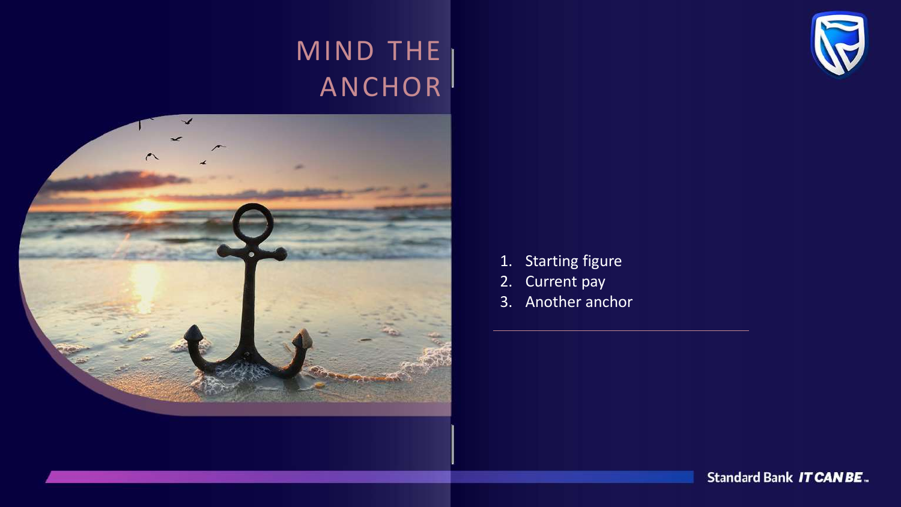# MIND THE ANCHOR

1. Starting figure
2. Current pay
3. Another anchor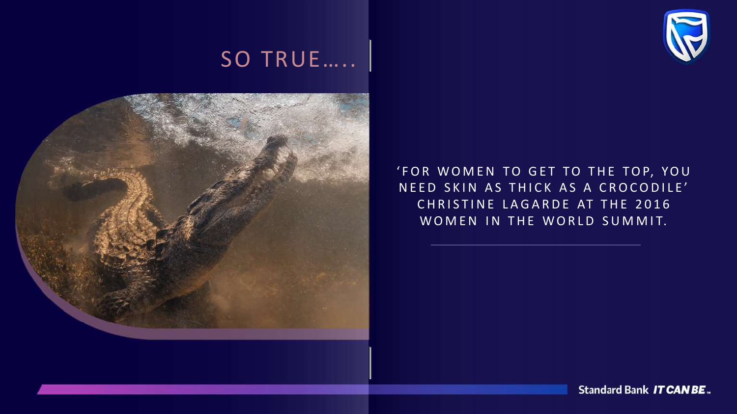# SO TRUE…..

'FOR WOMEN TO GET TO THE TOP, YOU NEED SKIN AS THICK AS A CROCODILE' CHRISTINE LAGARDE AT THE 2016 WOMEN IN THE WORLD SUMMIT.

Standard Bank *IT CAN BE*™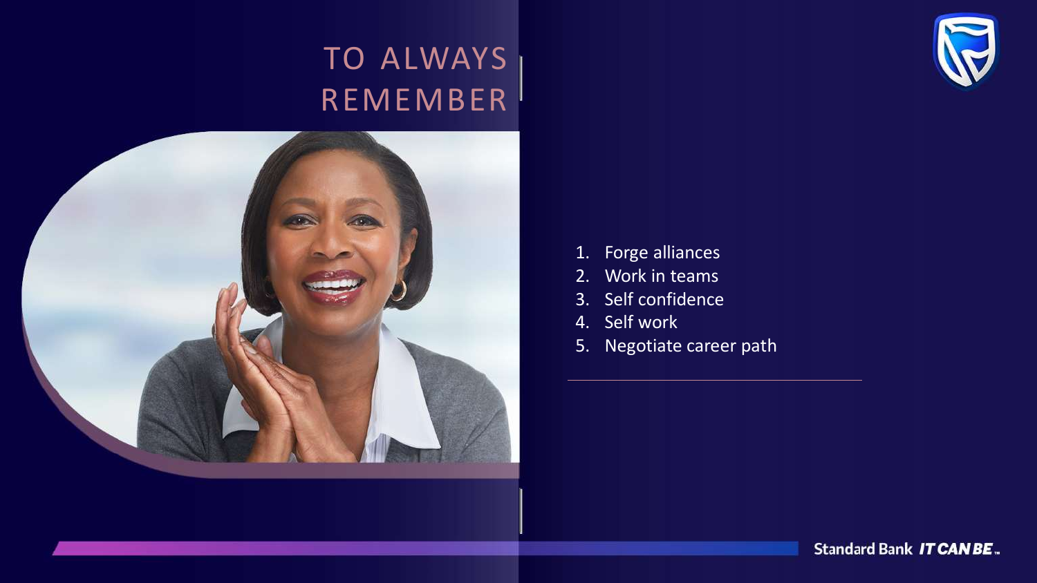# TO ALWAYS REMEMBER

1. Forge alliances
2. Work in teams
3. Self confidence
4. Self work
5. Negotiate career path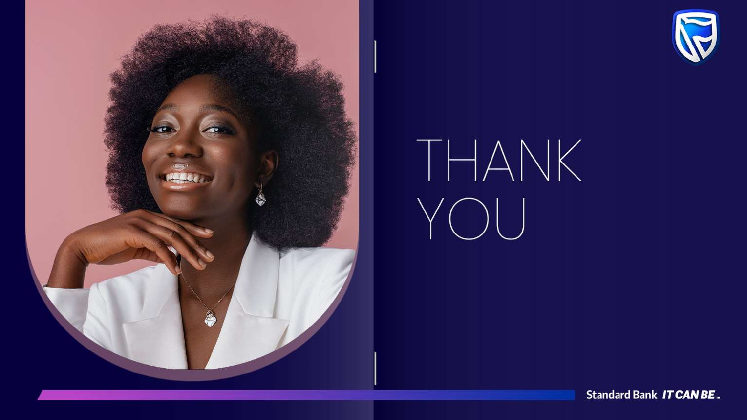# THANK YOU

Standard Bank *IT CAN BE*™